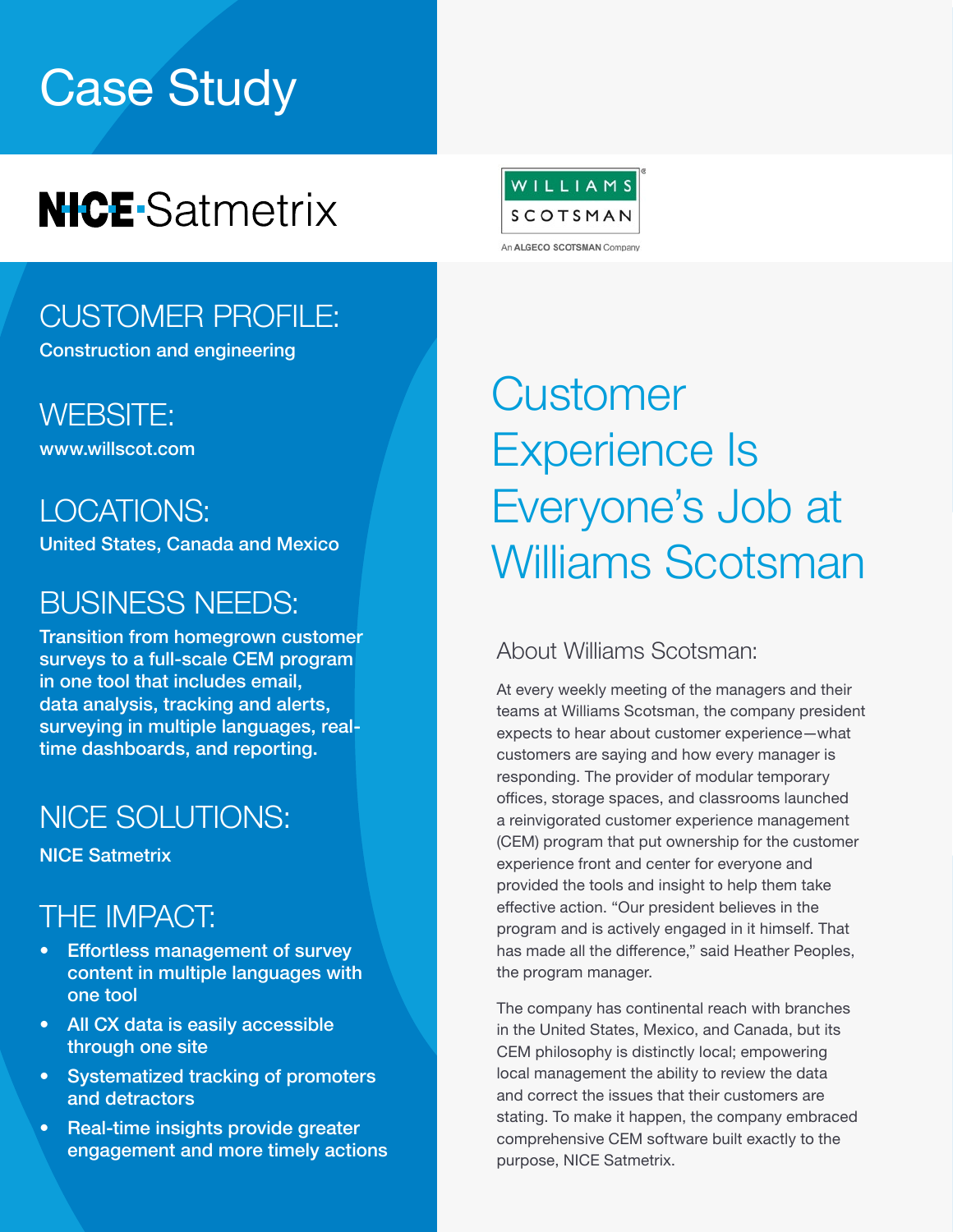# Case Study

NICE·Satmetrix

WILLIAMS SCOTSMAN

An ALGECO SCOTSMAN Company

## CUSTOMER PROFILE:

Construction and engineering

## WEBSITE:

www.willscot.com

## LOCATIONS:

United States, Canada and Mexico

## BUSINESS NEEDS:

Transition from homegrown customer surveys to a full-scale CEM program in one tool that includes email, data analysis, tracking and alerts, surveying in multiple languages, real-time dashboards, and reporting.

## NICE SOLUTIONS:

NICE Satmetrix

## THE IMPACT:

- Effortless management of survey content in multiple languages with one tool
- All CX data is easily accessible through one site
- Systematized tracking of promoters and detractors
- Real-time insights provide greater engagement and more timely actions

# Customer Experience Is Everyone's Job at Williams Scotsman

## About Williams Scotsman:

At every weekly meeting of the managers and their teams at Williams Scotsman, the company president expects to hear about customer experience—what customers are saying and how every manager is responding. The provider of modular temporary offices, storage spaces, and classrooms launched a reinvigorated customer experience management (CEM) program that put ownership for the customer experience front and center for everyone and provided the tools and insight to help them take effective action. "Our president believes in the program and is actively engaged in it himself. That has made all the difference," said Heather Peoples, the program manager.

The company has continental reach with branches in the United States, Mexico, and Canada, but its CEM philosophy is distinctly local; empowering local management the ability to review the data and correct the issues that their customers are stating. To make it happen, the company embraced comprehensive CEM software built exactly to the purpose, NICE Satmetrix.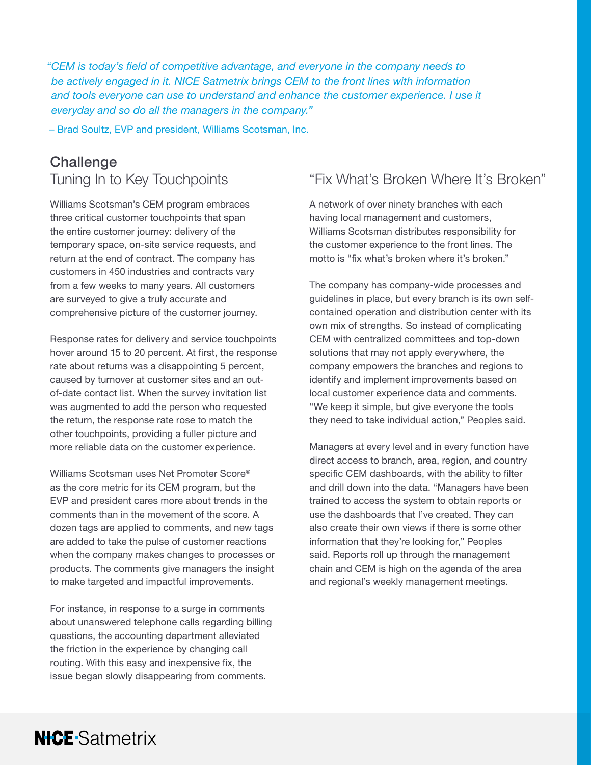*“CEM is today’s field of competitive advantage, and everyone in the company needs to be actively engaged in it. NICE Satmetrix brings CEM to the front lines with information and tools everyone can use to understand and enhance the customer experience. I use it everyday and so do all the managers in the company.”*

– Brad Soultz, EVP and president, Williams Scotsman, Inc.

## Challenge

### Tuning In to Key Touchpoints

Williams Scotsman’s CEM program embraces three critical customer touchpoints that span the entire customer journey: delivery of the temporary space, on-site service requests, and return at the end of contract. The company has customers in 450 industries and contracts vary from a few weeks to many years. All customers are surveyed to give a truly accurate and comprehensive picture of the customer journey.

Response rates for delivery and service touchpoints hover around 15 to 20 percent. At first, the response rate about returns was a disappointing 5 percent, caused by turnover at customer sites and an out-of-date contact list. When the survey invitation list was augmented to add the person who requested the return, the response rate rose to match the other touchpoints, providing a fuller picture and more reliable data on the customer experience.

Williams Scotsman uses Net Promoter Score® as the core metric for its CEM program, but the EVP and president cares more about trends in the comments than in the movement of the score. A dozen tags are applied to comments, and new tags are added to take the pulse of customer reactions when the company makes changes to processes or products. The comments give managers the insight to make targeted and impactful improvements.

For instance, in response to a surge in comments about unanswered telephone calls regarding billing questions, the accounting department alleviated the friction in the experience by changing call routing. With this easy and inexpensive fix, the issue began slowly disappearing from comments.

### “Fix What’s Broken Where It’s Broken”

A network of over ninety branches with each having local management and customers, Williams Scotsman distributes responsibility for the customer experience to the front lines. The motto is “fix what’s broken where it’s broken.”

The company has company-wide processes and guidelines in place, but every branch is its own self-contained operation and distribution center with its own mix of strengths. So instead of complicating CEM with centralized committees and top-down solutions that may not apply everywhere, the company empowers the branches and regions to identify and implement improvements based on local customer experience data and comments. “We keep it simple, but give everyone the tools they need to take individual action,” Peoples said.

Managers at every level and in every function have direct access to branch, area, region, and country specific CEM dashboards, with the ability to filter and drill down into the data. “Managers have been trained to access the system to obtain reports or use the dashboards that I’ve created. They can also create their own views if there is some other information that they’re looking for,” Peoples said. Reports roll up through the management chain and CEM is high on the agenda of the area and regional’s weekly management meetings.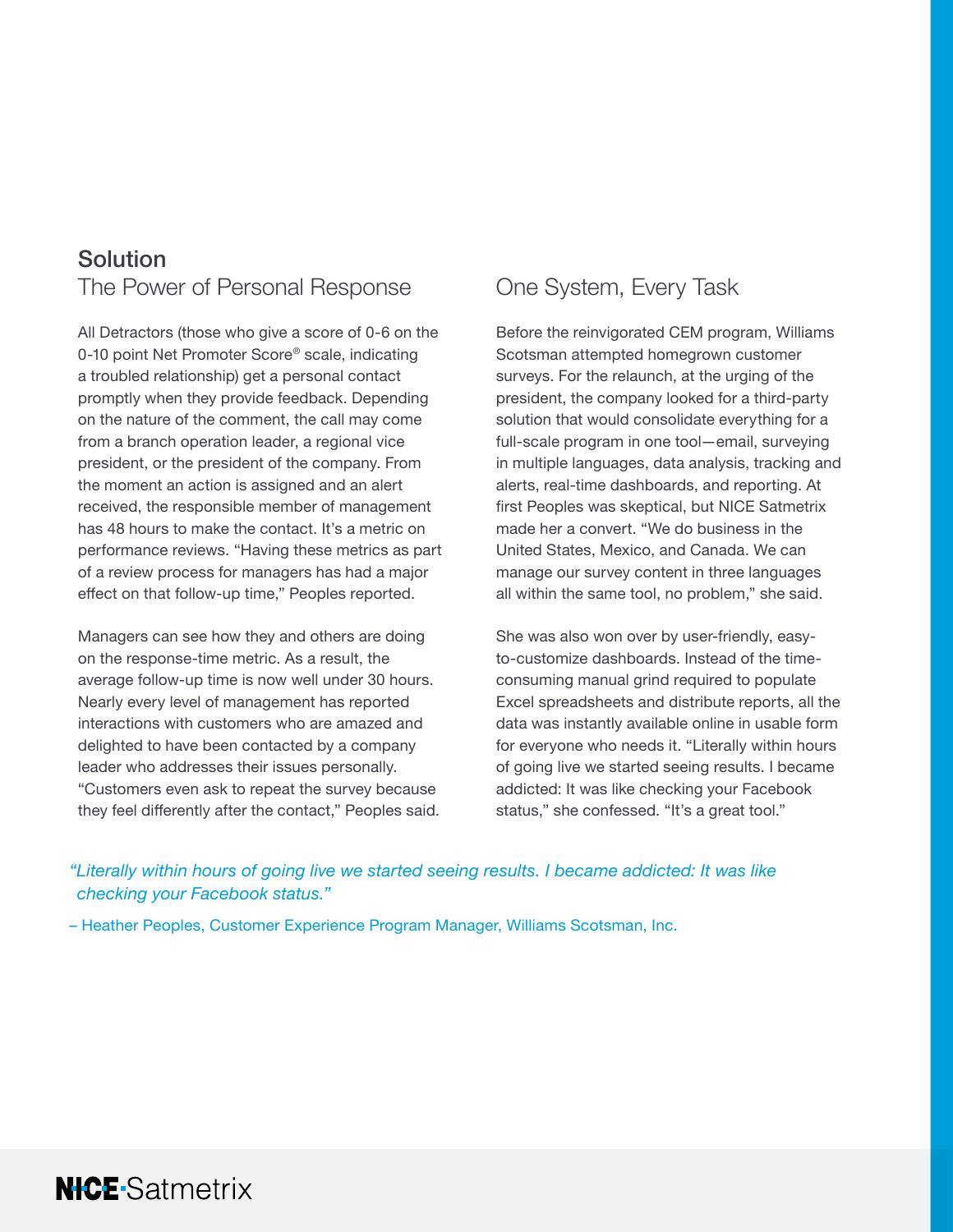## Solution

### The Power of Personal Response

All Detractors (those who give a score of 0-6 on the 0-10 point Net Promoter Score® scale, indicating a troubled relationship) get a personal contact promptly when they provide feedback. Depending on the nature of the comment, the call may come from a branch operation leader, a regional vice president, or the president of the company. From the moment an action is assigned and an alert received, the responsible member of management has 48 hours to make the contact. It's a metric on performance reviews. "Having these metrics as part of a review process for managers has had a major effect on that follow-up time," Peoples reported.

Managers can see how they and others are doing on the response-time metric. As a result, the average follow-up time is now well under 30 hours. Nearly every level of management has reported interactions with customers who are amazed and delighted to have been contacted by a company leader who addresses their issues personally. "Customers even ask to repeat the survey because they feel differently after the contact," Peoples said.

### One System, Every Task

Before the reinvigorated CEM program, Williams Scotsman attempted homegrown customer surveys. For the relaunch, at the urging of the president, the company looked for a third-party solution that would consolidate everything for a full-scale program in one tool—email, surveying in multiple languages, data analysis, tracking and alerts, real-time dashboards, and reporting. At first Peoples was skeptical, but NICE Satmetrix made her a convert. "We do business in the United States, Mexico, and Canada. We can manage our survey content in three languages all within the same tool, no problem," she said.

She was also won over by user-friendly, easy-to-customize dashboards. Instead of the time-consuming manual grind required to populate Excel spreadsheets and distribute reports, all the data was instantly available online in usable form for everyone who needs it. "Literally within hours of going live we started seeing results. I became addicted: It was like checking your Facebook status," she confessed. "It's a great tool."

*"Literally within hours of going live we started seeing results. I became addicted: It was like checking your Facebook status."*

– Heather Peoples, Customer Experience Program Manager, Williams Scotsman, Inc.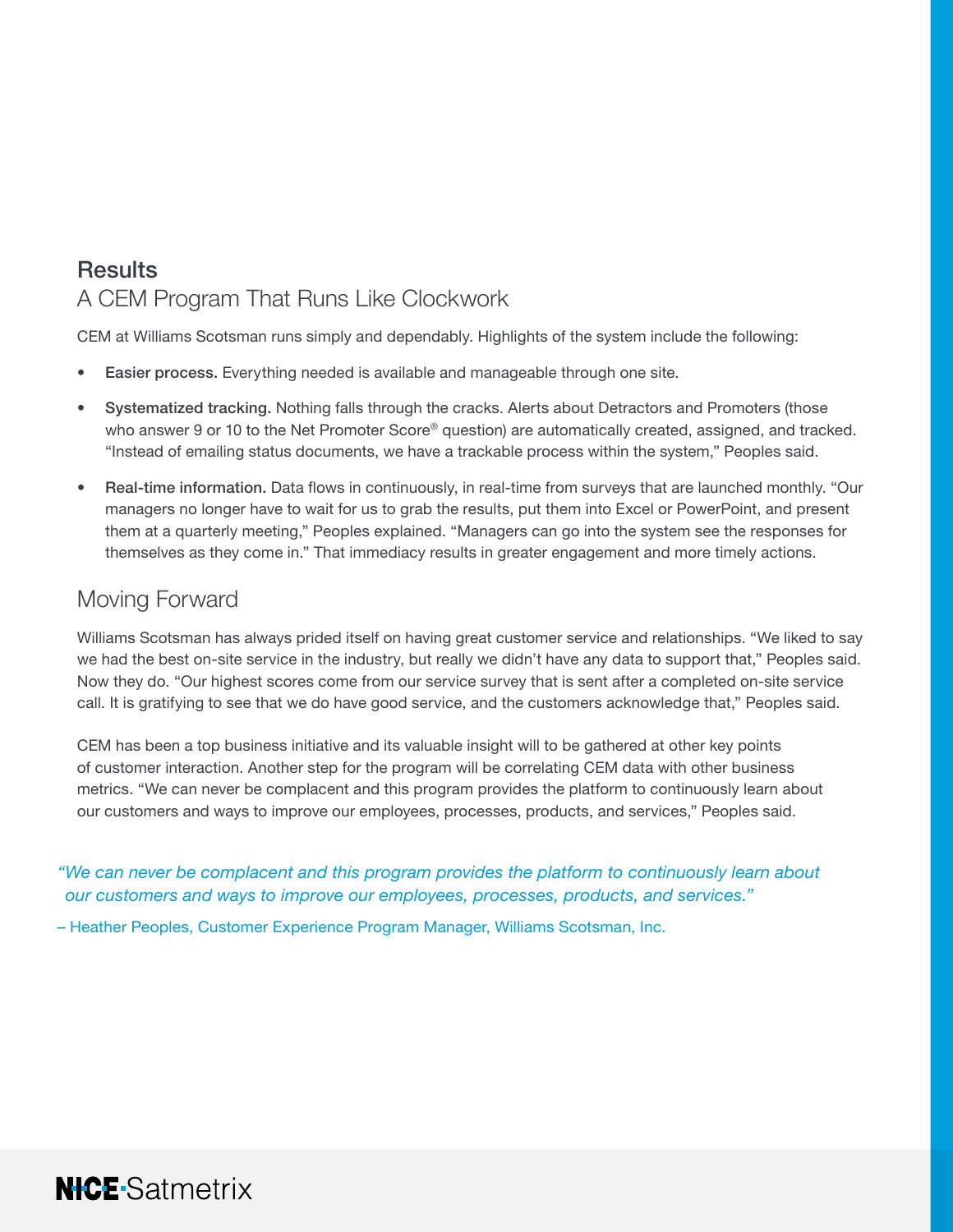## Results

### A CEM Program That Runs Like Clockwork

CEM at Williams Scotsman runs simply and dependably. Highlights of the system include the following:

- **Easier process.** Everything needed is available and manageable through one site.
- **Systematized tracking.** Nothing falls through the cracks. Alerts about Detractors and Promoters (those who answer 9 or 10 to the Net Promoter Score® question) are automatically created, assigned, and tracked. "Instead of emailing status documents, we have a trackable process within the system," Peoples said.
- **Real-time information.** Data flows in continuously, in real-time from surveys that are launched monthly. "Our managers no longer have to wait for us to grab the results, put them into Excel or PowerPoint, and present them at a quarterly meeting," Peoples explained. "Managers can go into the system see the responses for themselves as they come in." That immediacy results in greater engagement and more timely actions.

### Moving Forward

Williams Scotsman has always prided itself on having great customer service and relationships. "We liked to say we had the best on-site service in the industry, but really we didn't have any data to support that," Peoples said. Now they do. "Our highest scores come from our service survey that is sent after a completed on-site service call. It is gratifying to see that we do have good service, and the customers acknowledge that," Peoples said.

CEM has been a top business initiative and its valuable insight will to be gathered at other key points of customer interaction. Another step for the program will be correlating CEM data with other business metrics. "We can never be complacent and this program provides the platform to continuously learn about our customers and ways to improve our employees, processes, products, and services," Peoples said.

*"We can never be complacent and this program provides the platform to continuously learn about our customers and ways to improve our employees, processes, products, and services."*

– Heather Peoples, Customer Experience Program Manager, Williams Scotsman, Inc.

NICE·Satmetrix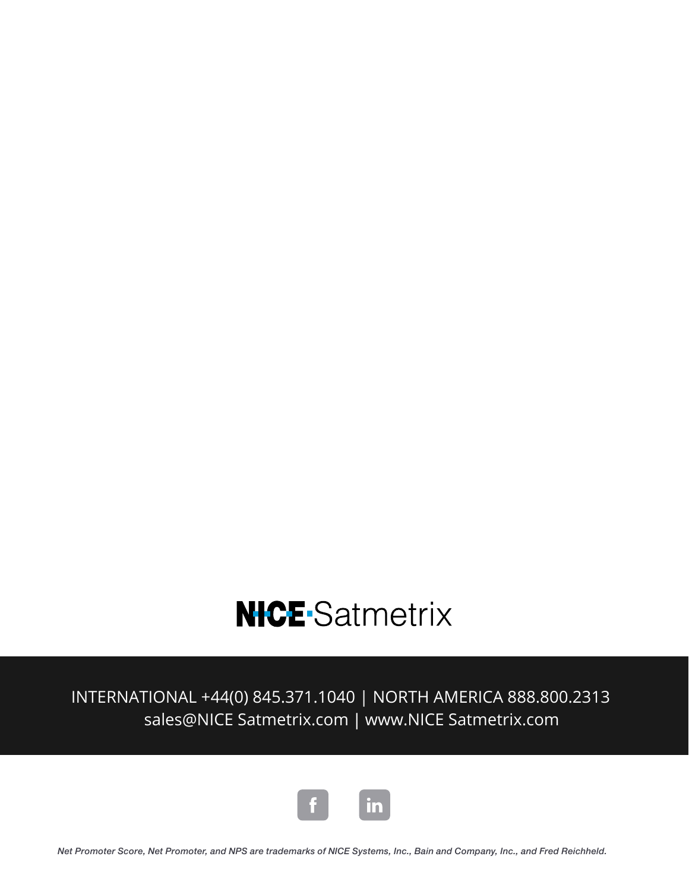NICE Satmetrix

INTERNATIONAL +44(0) 845.371.1040 | NORTH AMERICA 888.800.2313
sales@NICE Satmetrix.com | www.NICE Satmetrix.com

*Net Promoter Score, Net Promoter, and NPS are trademarks of NICE Systems, Inc., Bain and Company, Inc., and Fred Reichheld.*